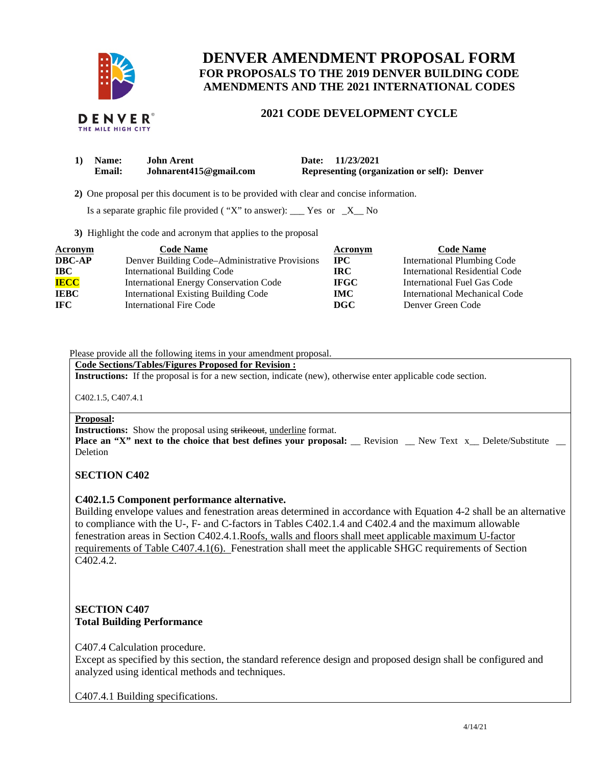# DENVER AMENDMENT PROPOSAL FORM

## FOR PROPOSALS TO THE 2019 DENVER BUILDING CODE AMENDMENTS AND THE 2021 INTERNATIONAL CODES

### 2021 CODE DEVELOPMENT CYCLE

**1) Name:** **John Arent** **Date: 11/23/2021**
**Email:** **Johnarent415@gmail.com** **Representing (organization or self): Denver**

**2)** One proposal per this document is to be provided with clear and concise information.

Is a separate graphic file provided ( "X" to answer): ___ Yes or _X__ No

**3)** Highlight the code and acronym that applies to the proposal

| Acronym | Code Name | Acronym | Code Name |
|---|---|---|---|
| **DBC-AP** | Denver Building Code–Administrative Provisions | **IPC** | International Plumbing Code |
| **IBC** | International Building Code | **IRC** | International Residential Code |
| **IECC** | International Energy Conservation Code | **IFGC** | International Fuel Gas Code |
| **IEBC** | International Existing Building Code | **IMC** | International Mechanical Code |
| **IFC** | International Fire Code | **DGC** | Denver Green Code |

Please provide all the following items in your amendment proposal.

**Code Sections/Tables/Figures Proposed for Revision :**
**Instructions:** If the proposal is for a new section, indicate (new), otherwise enter applicable code section.

C402.1.5, C407.4.1

**Proposal:**
**Instructions:** Show the proposal using ~~strikeout~~, <u>underline</u> format.
**Place an "X" next to the choice that best defines your proposal:** __ Revision __ New Text x__ Delete/Substitute __ Deletion

**SECTION C402**

**C402.1.5 Component performance alternative.**
Building envelope values and fenestration areas determined in accordance with Equation 4-2 shall be an alternative to compliance with the U-, F- and C-factors in Tables C402.1.4 and C402.4 and the maximum allowable fenestration areas in Section C402.4.1.<u>Roofs, walls and floors shall meet applicable maximum U-factor requirements of Table C407.4.1(6).</u> Fenestration shall meet the applicable SHGC requirements of Section C402.4.2.

**SECTION C407**
**Total Building Performance**

C407.4 Calculation procedure.
Except as specified by this section, the standard reference design and proposed design shall be configured and analyzed using identical methods and techniques.

C407.4.1 Building specifications.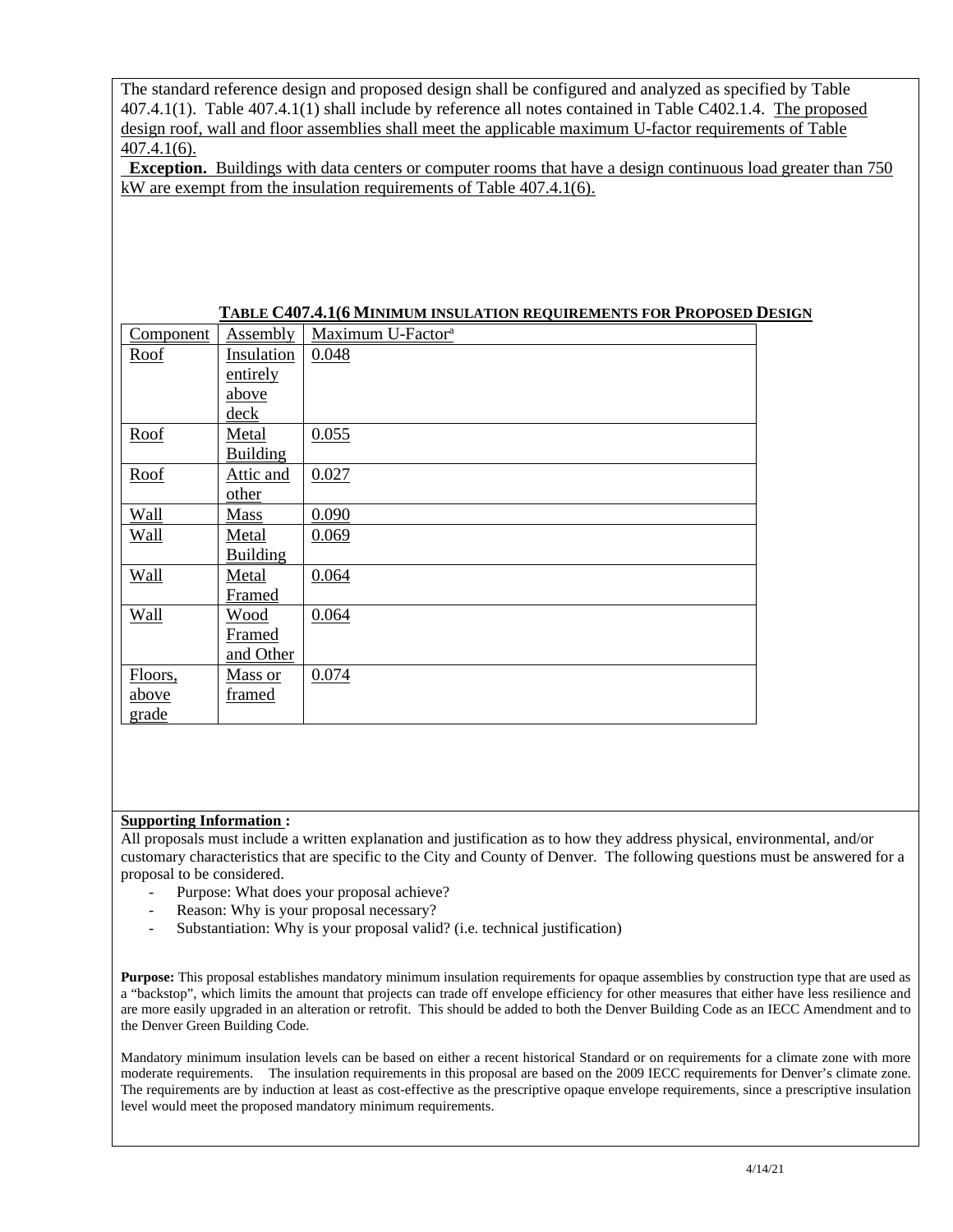The standard reference design and proposed design shall be configured and analyzed as specified by Table 407.4.1(1). Table 407.4.1(1) shall include by reference all notes contained in Table C402.1.4. The proposed design roof, wall and floor assemblies shall meet the applicable maximum U-factor requirements of Table 407.4.1(6).

**Exception.** Buildings with data centers or computer rooms that have a design continuous load greater than 750 kW are exempt from the insulation requirements of Table 407.4.1(6).

**TABLE C407.4.1(6 MINIMUM INSULATION REQUIREMENTS FOR PROPOSED DESIGN**

| Component | Assembly | Maximum U-Factor[a] |
|---|---|---|
| Roof | Insulation entirely above deck | 0.048 |
| Roof | Metal Building | 0.055 |
| Roof | Attic and other | 0.027 |
| Wall | Mass | 0.090 |
| Wall | Metal Building | 0.069 |
| Wall | Metal Framed | 0.064 |
| Wall | Wood Framed and Other | 0.064 |
| Floors, above grade | Mass or framed | 0.074 |

**Supporting Information :**

All proposals must include a written explanation and justification as to how they address physical, environmental, and/or customary characteristics that are specific to the City and County of Denver. The following questions must be answered for a proposal to be considered.

- Purpose: What does your proposal achieve?
- Reason: Why is your proposal necessary?
- Substantiation: Why is your proposal valid? (i.e. technical justification)

**Purpose:** This proposal establishes mandatory minimum insulation requirements for opaque assemblies by construction type that are used as a "backstop", which limits the amount that projects can trade off envelope efficiency for other measures that either have less resilience and are more easily upgraded in an alteration or retrofit. This should be added to both the Denver Building Code as an IECC Amendment and to the Denver Green Building Code.

Mandatory minimum insulation levels can be based on either a recent historical Standard or on requirements for a climate zone with more moderate requirements. The insulation requirements in this proposal are based on the 2009 IECC requirements for Denver's climate zone. The requirements are by induction at least as cost-effective as the prescriptive opaque envelope requirements, since a prescriptive insulation level would meet the proposed mandatory minimum requirements.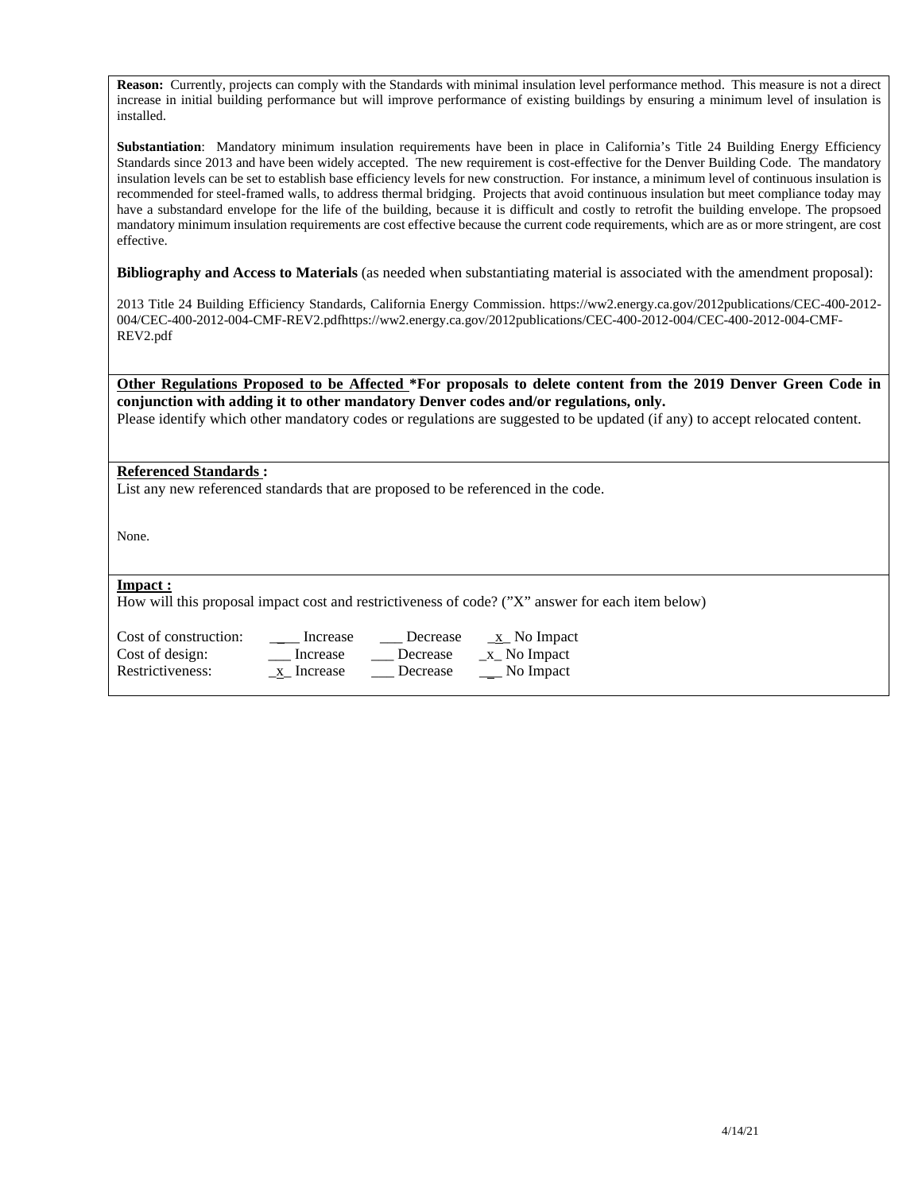**Reason:** Currently, projects can comply with the Standards with minimal insulation level performance method. This measure is not a direct increase in initial building performance but will improve performance of existing buildings by ensuring a minimum level of insulation is installed.

**Substantiation**: Mandatory minimum insulation requirements have been in place in California's Title 24 Building Energy Efficiency Standards since 2013 and have been widely accepted. The new requirement is cost-effective for the Denver Building Code. The mandatory insulation levels can be set to establish base efficiency levels for new construction. For instance, a minimum level of continuous insulation is recommended for steel-framed walls, to address thermal bridging. Projects that avoid continuous insulation but meet compliance today may have a substandard envelope for the life of the building, because it is difficult and costly to retrofit the building envelope. The propsoed mandatory minimum insulation requirements are cost effective because the current code requirements, which are as or more stringent, are cost effective.

**Bibliography and Access to Materials** (as needed when substantiating material is associated with the amendment proposal):

2013 Title 24 Building Efficiency Standards, California Energy Commission. https://ww2.energy.ca.gov/2012publications/CEC-400-2012-004/CEC-400-2012-004-CMF-REV2.pdfhttps://ww2.energy.ca.gov/2012publications/CEC-400-2012-004/CEC-400-2012-004-CMF-REV2.pdf

**Other Regulations Proposed to be Affected \*For proposals to delete content from the 2019 Denver Green Code in conjunction with adding it to other mandatory Denver codes and/or regulations, only.**

Please identify which other mandatory codes or regulations are suggested to be updated (if any) to accept relocated content.

**Referenced Standards :**

List any new referenced standards that are proposed to be referenced in the code.

None.

**Impact :**

How will this proposal impact cost and restrictiveness of code? ("X" answer for each item below)

| | | | |
|---|---|---|---|
| Cost of construction: | ___ Increase | ___ Decrease | _x_ No Impact |
| Cost of design: | ___ Increase | ___ Decrease | _x_ No Impact |
| Restrictiveness: | _x_ Increase | ___ Decrease | ___ No Impact |

4/14/21